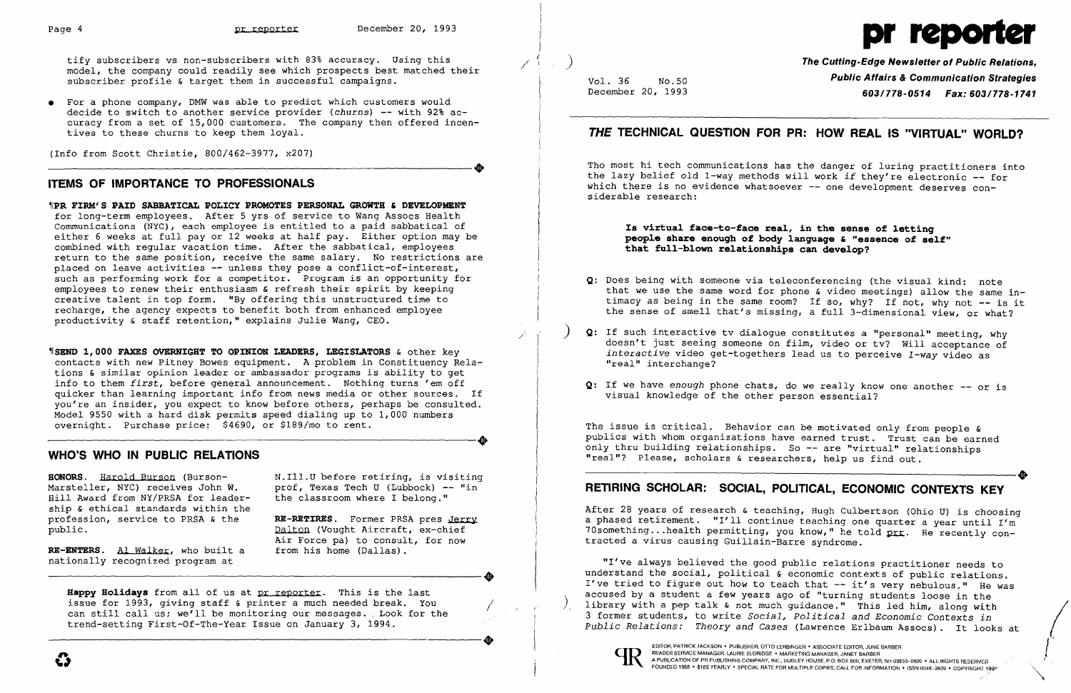tify subscribers vs non-subscribers with 83% accuracy. Using this model, the company could readily see which prospects best matched their subscriber profile & target them in successful campaigns.

- For a phone company, DMW was able to predict which customers would decide to switch to another service provider (*churns*) -- with 92% accuracy from a set of 15,000 customers. The company then offered incentives to these churns to keep them loyal.

(Info from Scott Christie, 800/462-3977, x207)

## ITEMS OF IMPORTANCE TO PROFESSIONALS

¶**PR FIRM'S PAID SABBATICAL POLICY PROMOTES PERSONAL GROWTH & DEVELOPMENT** for long-term employees. After 5 yrs of service to Wang Assocs Health Communications (NYC), each employee is entitled to a paid sabbatical of either 6 weeks at full pay or 12 weeks at half pay. Either option may be combined with regular vacation time. After the sabbatical, employees return to the same position, receive the same salary. No restrictions are placed on leave activities -- unless they pose a conflict-of-interest, such as performing work for a competitor. Program is an opportunity for employees to renew their enthusiasm & refresh their spirit by keeping creative talent in top form. "By offering this unstructured time to recharge, the agency expects to benefit both from enhanced employee productivity & staff retention," explains Julie Wang, CEO.

¶**SEND 1,000 FAXES OVERNIGHT TO OPINION LEADERS, LEGISLATORS** & other key contacts with new Pitney Bowes equipment. A problem in Constituency Relations & similar opinion leader or ambassador programs is ability to get info to them *first*, before general announcement. Nothing turns 'em off quicker than learning important info from news media or other sources. If you're an insider, you expect to know before others, perhaps be consulted. Model 9550 with a hard disk permits speed dialing up to 1,000 numbers overnight. Purchase price: $4690, or $189/mo to rent.

## WHO'S WHO IN PUBLIC RELATIONS

**HONORS.** Harold Burson (Burson-Marsteller, NYC) receives John W. Hill Award from NY/PRSA for leadership & ethical standards within the profession, service to PRSA & the public.

**RE-ENTERS.** Al Walker, who built a nationally recognized program at N.Ill.U before retiring, is visiting prof, Texas Tech U (Lubbock) -- "in the classroom where I belong."

**RE-RETIRES.** Former PRSA pres Jerry Dalton (Vought Aircraft, ex-chief Air Force pa) to consult, for now from his home (Dallas).

**Happy Holidays** from all of us at pr reporter. This is the last issue for 1993, giving staff & printer a much needed break. You can still call us; we'll be monitoring our messages. Look for the trend-setting First-Of-The-Year Issue on January 3, 1994.

# pr reporter

**The Cutting-Edge Newsletter of Public Relations, Public Affairs & Communication Strategies**

Vol. 36 No.50
December 20, 1993

**603/778-0514 Fax: 603/778-1741**

## THE TECHNICAL QUESTION FOR PR: HOW REAL IS "VIRTUAL" WORLD?

Tho most hi tech communications has the danger of luring practitioners into the lazy belief old 1-way methods will work *if* they're electronic -- for which there is no evidence whatsoever -- one development deserves considerable research:

> **Is virtual face-to-face real, in the sense of letting people share enough of body language & "essence of self" that full-blown relationships can develop?**

**Q:** Does being with someone via teleconferencing (the visual kind: note that we use the same word for phone & video meetings) allow the same intimacy as being in the same room? If so, why? If not, why not -- is it the sense of smell that's missing, a full 3-dimensional view, or what?

**Q:** If such interactive tv dialogue constitutes a "personal" meeting, why doesn't just seeing someone on film, video or tv? Will acceptance of *interactive* video get-togethers lead us to perceive *1-way* video as "real" interchange?

**Q:** If we have *enough* phone chats, do we really know one another -- or is visual knowledge of the other person essential?

The issue is critical. Behavior can be motivated only from people & publics with whom organizations have earned trust. Trust can be earned only thru building relationships. So -- are "virtual" relationships "real"? Please, scholars & researchers, help us find out.

## RETIRING SCHOLAR: SOCIAL, POLITICAL, ECONOMIC CONTEXTS KEY

After 28 years of research & teaching, Hugh Culbertson (Ohio U) is choosing a phased retirement. "I'll continue teaching one quarter a year until I'm 70something...health permitting, you know," he told prr. He recently contracted a virus causing Guillain-Barre syndrome.

"I've always believed the good public relations practitioner needs to understand the social, political & economic contexts of public relations. I've tried to figure out how to teach that -- it's very nebulous." He was accused by a student a few years ago of "turning students loose in the library with a pep talk & not much guidance." This led him, along with 3 former students, to write *Social, Political and Economic Contexts in Public Relations: Theory and Cases* (Lawrence Erlbaum Assocs). It looks at

EDITOR, PATRICK JACKSON • PUBLISHER, OTTO LERBINGER • ASSOCIATE EDITOR, JUNE BARBER
READER SERVICE MANAGER, LAURIE ELDRIDGE • MARKETING MANAGER, JANET BARBER
A PUBLICATION OF PR PUBLISHING COMPANY, INC., DUDLEY HOUSE, P.O. BOX 600, EXETER, NH 03833-0600 • ALL RIGHTS RESERVED
FOUNDED 1958 • $165 YEARLY • SPECIAL RATE FOR MULTIPLE COPIES: CALL FOR INFORMATION • ISSN 0048-2609 • COPYRIGHT 1993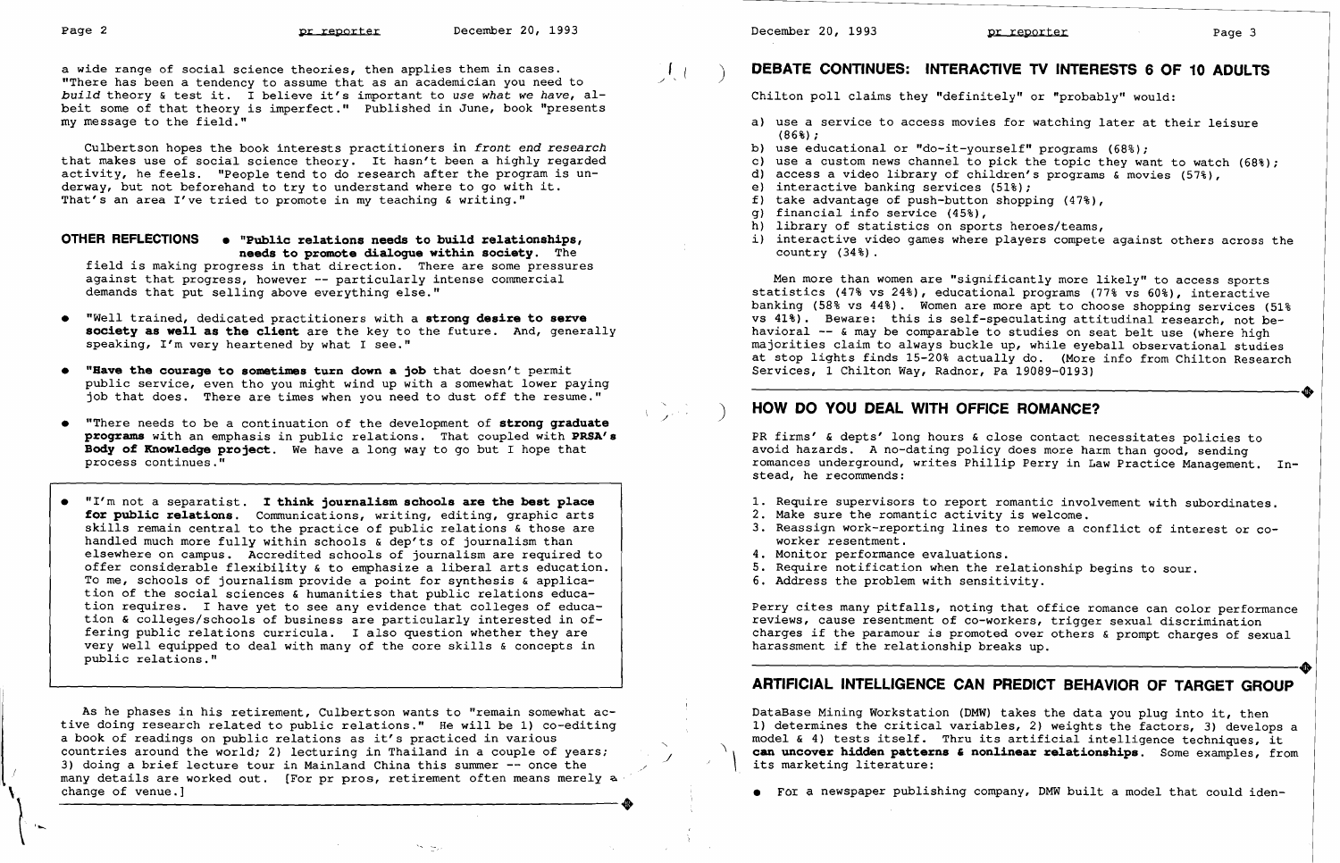a wide range of social science theories, then applies them in cases. "There has been a tendency to assume that as an academician you need to *build* theory & test it. I believe it's important to *use what we have*, albeit some of that theory is imperfect." Published in June, book "presents my message to the field."

Culbertson hopes the book interests practitioners in *front end research* that makes use of social science theory. It hasn't been a highly regarded activity, he feels. "People tend to do research after the program is underway, but not beforehand to try to understand where to go with it. That's an area I've tried to promote in my teaching & writing."

**OTHER REFLECTIONS**

- **"Public relations needs to build relationships, needs to promote dialogue within society.** The field is making progress in that direction. There are some pressures against that progress, however -- particularly intense commercial demands that put selling above everything else."
- "Well trained, dedicated practitioners with a **strong desire to serve society as well as the client** are the key to the future. And, generally speaking, I'm very heartened by what I see."
- "**Have the courage to sometimes turn down a job** that doesn't permit public service, even tho you might wind up with a somewhat lower paying job that does. There are times when you need to dust off the resume."
- "There needs to be a continuation of the development of **strong graduate programs** with an emphasis in public relations. That coupled with **PRSA's Body of Knowledge project**. We have a long way to go but I hope that process continues."

- "I'm not a separatist. **I think journalism schools are the best place for public relations**. Communications, writing, editing, graphic arts skills remain central to the practice of public relations & those are handled much more fully within schools & dep'ts of journalism than elsewhere on campus. Accredited schools of journalism are required to offer considerable flexibility & to emphasize a liberal arts education. To me, schools of journalism provide a point for synthesis & application of the social sciences & humanities that public relations education requires. I have yet to see any evidence that colleges of education & colleges/schools of business are particularly interested in offering public relations curricula. I also question whether they are very well equipped to deal with many of the core skills & concepts in public relations."

As he phases in his retirement, Culbertson wants to "remain somewhat active doing research related to public relations." He will be 1) co-editing a book of readings on public relations as it's practiced in various countries around the world; 2) lecturing in Thailand in a couple of years; 3) doing a brief lecture tour in Mainland China this summer -- once the many details are worked out. [For pr pros, retirement often means merely a change of venue.]

## DEBATE CONTINUES: INTERACTIVE TV INTERESTS 6 OF 10 ADULTS

Chilton poll claims they "definitely" or "probably" would:

a) use a service to access movies for watching later at their leisure (86%);
b) use educational or "do-it-yourself" programs (68%);
c) use a custom news channel to pick the topic they want to watch (68%);
d) access a video library of children's programs & movies (57%),
e) interactive banking services (51%);
f) take advantage of push-button shopping (47%),
g) financial info service (45%),
h) library of statistics on sports heroes/teams,
i) interactive video games where players compete against others across the country (34%).

Men more than women are "significantly more likely" to access sports statistics (47% vs 24%), educational programs (77% vs 60%), interactive banking (58% vs 44%). Women are more apt to choose shopping services (51% vs 41%). Beware: this is self-speculating attitudinal research, not behavioral -- & may be comparable to studies on seat belt use (where high majorities claim to always buckle up, while eyeball observational studies at stop lights finds 15-20% actually do. (More info from Chilton Research Services, 1 Chilton Way, Radnor, Pa 19089-0193)

## HOW DO YOU DEAL WITH OFFICE ROMANCE?

PR firms' & depts' long hours & close contact necessitates policies to avoid hazards. A no-dating policy does more harm than good, sending romances underground, writes Phillip Perry in Law Practice Management. Instead, he recommends:

1. Require supervisors to report romantic involvement with subordinates.
2. Make sure the romantic activity is welcome.
3. Reassign work-reporting lines to remove a conflict of interest or co-worker resentment.
4. Monitor performance evaluations.
5. Require notification when the relationship begins to sour.
6. Address the problem with sensitivity.

Perry cites many pitfalls, noting that office romance can color performance reviews, cause resentment of co-workers, trigger sexual discrimination charges if the paramour is promoted over others & prompt charges of sexual harassment if the relationship breaks up.

## ARTIFICIAL INTELLIGENCE CAN PREDICT BEHAVIOR OF TARGET GROUP

DataBase Mining Workstation (DMW) takes the data you plug into it, then 1) determines the critical variables, 2) weights the factors, 3) develops a model & 4) tests itself. Thru its artificial intelligence techniques, it **can uncover hidden patterns & nonlinear relationships**. Some examples, from its marketing literature:

- For a newspaper publishing company, DMW built a model that could iden-